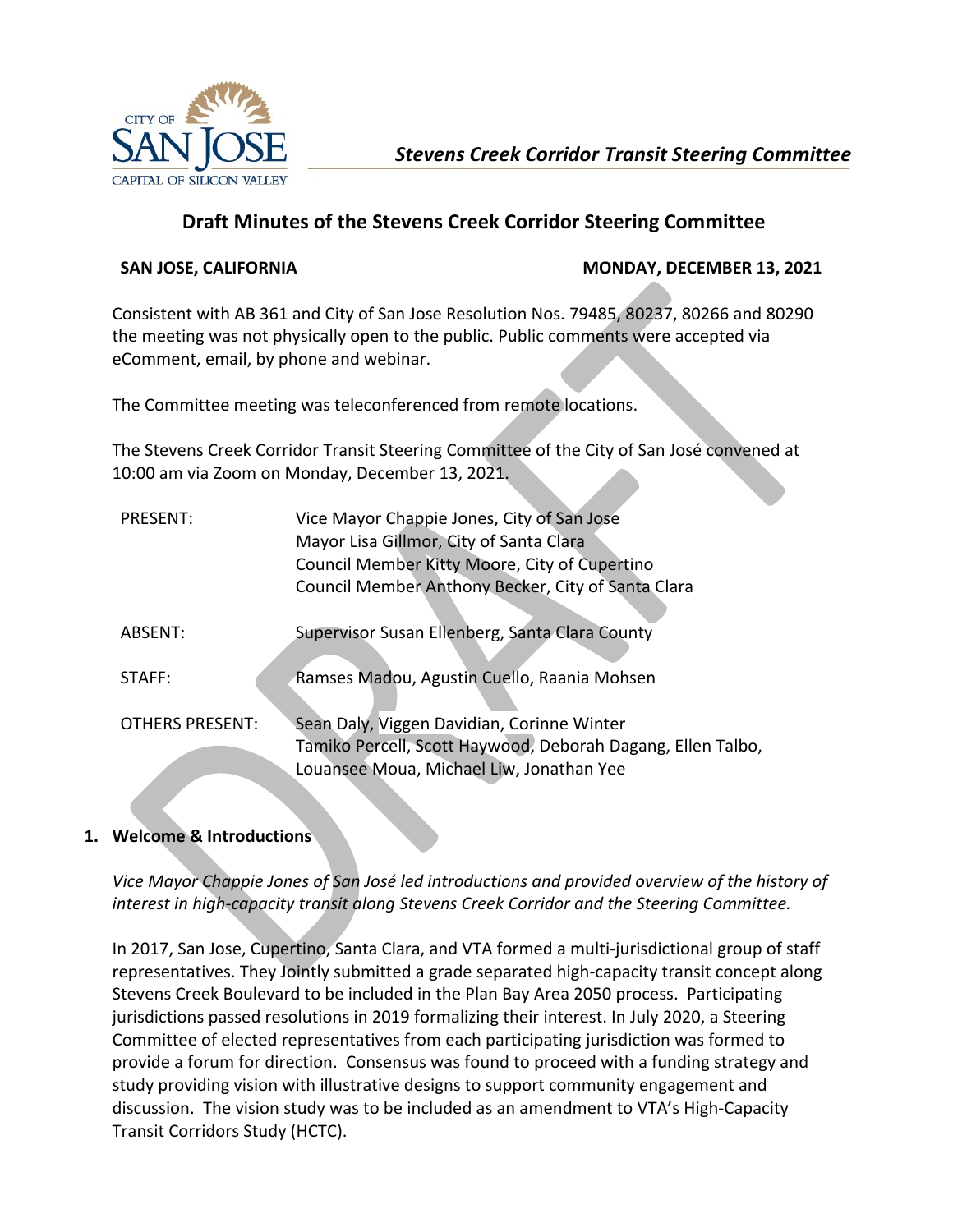*Stevens Creek Corridor Transit Steering Committee*

# Draft Minutes of the Stevens Creek Corridor Steering Committee

**SAN JOSE, CALIFORNIA** **MONDAY, DECEMBER 13, 2021**

Consistent with AB 361 and City of San Jose Resolution Nos. 79485, 80237, 80266 and 80290 the meeting was not physically open to the public. Public comments were accepted via eComment, email, by phone and webinar.

The Committee meeting was teleconferenced from remote locations.

The Stevens Creek Corridor Transit Steering Committee of the City of San José convened at 10:00 am via Zoom on Monday, December 13, 2021.

PRESENT: Vice Mayor Chappie Jones, City of San Jose
Mayor Lisa Gillmor, City of Santa Clara
Council Member Kitty Moore, City of Cupertino
Council Member Anthony Becker, City of Santa Clara

ABSENT: Supervisor Susan Ellenberg, Santa Clara County

STAFF: Ramses Madou, Agustin Cuello, Raania Mohsen

OTHERS PRESENT: Sean Daly, Viggen Davidian, Corinne Winter
Tamiko Percell, Scott Haywood, Deborah Dagang, Ellen Talbo,
Louansee Moua, Michael Liw, Jonathan Yee

## 1. Welcome & Introductions

*Vice Mayor Chappie Jones of San José led introductions and provided overview of the history of interest in high-capacity transit along Stevens Creek Corridor and the Steering Committee.*

In 2017, San Jose, Cupertino, Santa Clara, and VTA formed a multi-jurisdictional group of staff representatives. They Jointly submitted a grade separated high-capacity transit concept along Stevens Creek Boulevard to be included in the Plan Bay Area 2050 process. Participating jurisdictions passed resolutions in 2019 formalizing their interest. In July 2020, a Steering Committee of elected representatives from each participating jurisdiction was formed to provide a forum for direction. Consensus was found to proceed with a funding strategy and study providing vision with illustrative designs to support community engagement and discussion. The vision study was to be included as an amendment to VTA's High-Capacity Transit Corridors Study (HCTC).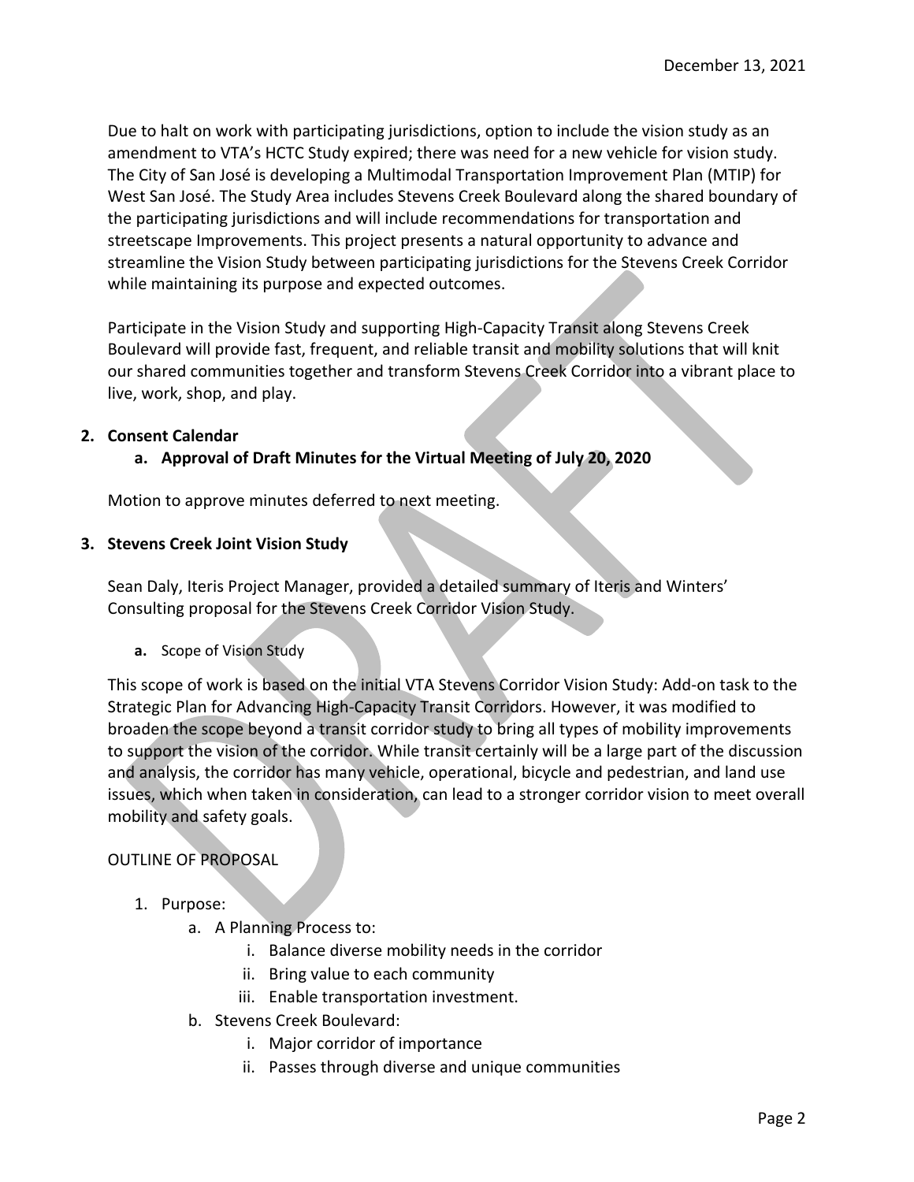Due to halt on work with participating jurisdictions, option to include the vision study as an amendment to VTA's HCTC Study expired; there was need for a new vehicle for vision study. The City of San José is developing a Multimodal Transportation Improvement Plan (MTIP) for West San José. The Study Area includes Stevens Creek Boulevard along the shared boundary of the participating jurisdictions and will include recommendations for transportation and streetscape Improvements. This project presents a natural opportunity to advance and streamline the Vision Study between participating jurisdictions for the Stevens Creek Corridor while maintaining its purpose and expected outcomes.

Participate in the Vision Study and supporting High-Capacity Transit along Stevens Creek Boulevard will provide fast, frequent, and reliable transit and mobility solutions that will knit our shared communities together and transform Stevens Creek Corridor into a vibrant place to live, work, shop, and play.

**2. Consent Calendar**

**a. Approval of Draft Minutes for the Virtual Meeting of July 20, 2020**

Motion to approve minutes deferred to next meeting.

**3. Stevens Creek Joint Vision Study**

Sean Daly, Iteris Project Manager, provided a detailed summary of Iteris and Winters' Consulting proposal for the Stevens Creek Corridor Vision Study.

**a.** Scope of Vision Study

This scope of work is based on the initial VTA Stevens Corridor Vision Study: Add-on task to the Strategic Plan for Advancing High-Capacity Transit Corridors. However, it was modified to broaden the scope beyond a transit corridor study to bring all types of mobility improvements to support the vision of the corridor. While transit certainly will be a large part of the discussion and analysis, the corridor has many vehicle, operational, bicycle and pedestrian, and land use issues, which when taken in consideration, can lead to a stronger corridor vision to meet overall mobility and safety goals.

OUTLINE OF PROPOSAL

1. Purpose:
   a. A Planning Process to:
      i. Balance diverse mobility needs in the corridor
      ii. Bring value to each community
      iii. Enable transportation investment.
   b. Stevens Creek Boulevard:
      i. Major corridor of importance
      ii. Passes through diverse and unique communities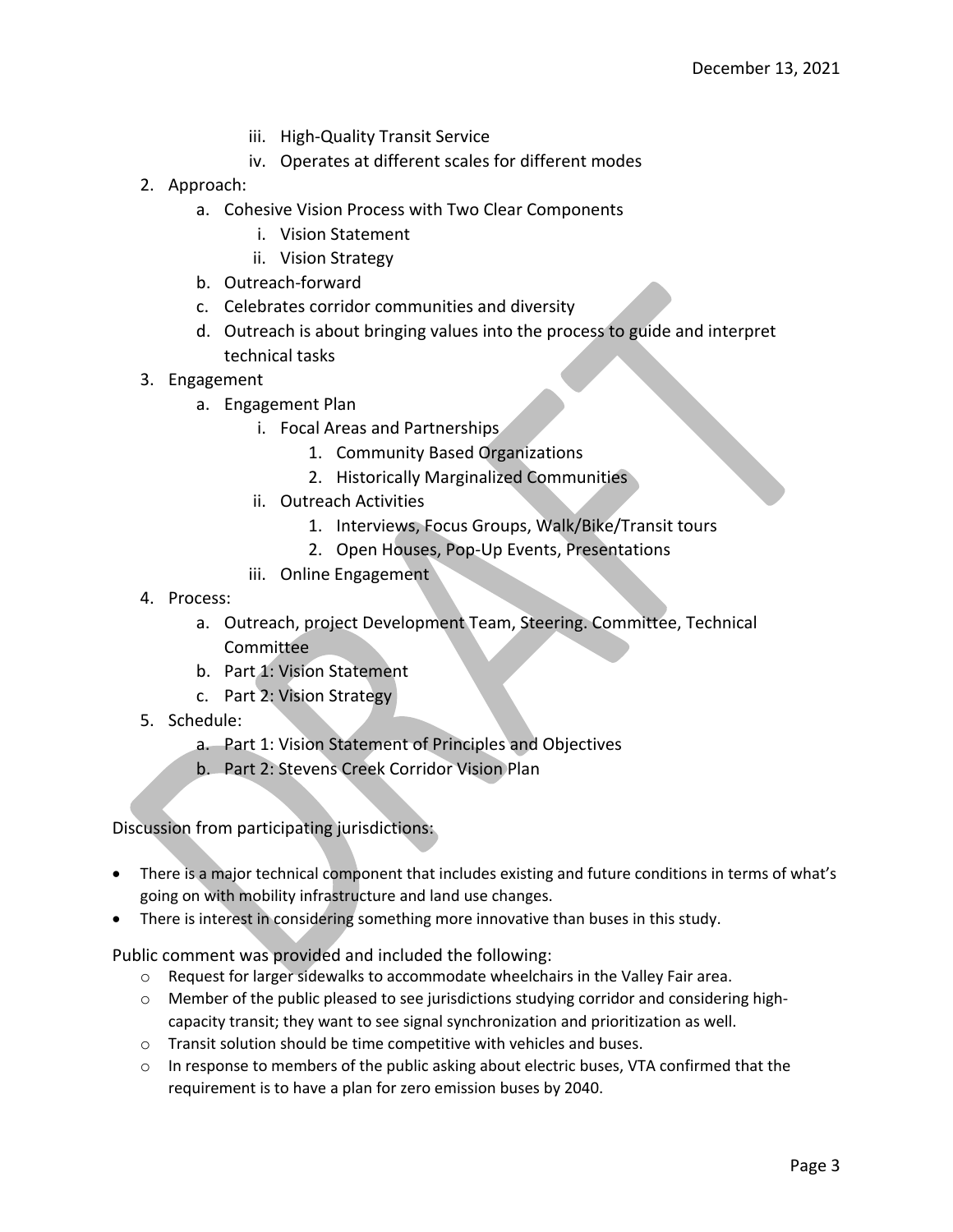iii. High-Quality Transit Service
   iv. Operates at different scales for different modes

2. Approach:
   a. Cohesive Vision Process with Two Clear Components
      i. Vision Statement
      ii. Vision Strategy
   b. Outreach-forward
   c. Celebrates corridor communities and diversity
   d. Outreach is about bringing values into the process to guide and interpret technical tasks
3. Engagement
   a. Engagement Plan
      i. Focal Areas and Partnerships
         1. Community Based Organizations
         2. Historically Marginalized Communities
      ii. Outreach Activities
         1. Interviews, Focus Groups, Walk/Bike/Transit tours
         2. Open Houses, Pop-Up Events, Presentations
      iii. Online Engagement
4. Process:
   a. Outreach, project Development Team, Steering. Committee, Technical Committee
   b. Part 1: Vision Statement
   c. Part 2: Vision Strategy
5. Schedule:
   a. Part 1: Vision Statement of Principles and Objectives
   b. Part 2: Stevens Creek Corridor Vision Plan

Discussion from participating jurisdictions:

- There is a major technical component that includes existing and future conditions in terms of what's going on with mobility infrastructure and land use changes.
- There is interest in considering something more innovative than buses in this study.

Public comment was provided and included the following:

- Request for larger sidewalks to accommodate wheelchairs in the Valley Fair area.
- Member of the public pleased to see jurisdictions studying corridor and considering high-capacity transit; they want to see signal synchronization and prioritization as well.
- Transit solution should be time competitive with vehicles and buses.
- In response to members of the public asking about electric buses, VTA confirmed that the requirement is to have a plan for zero emission buses by 2040.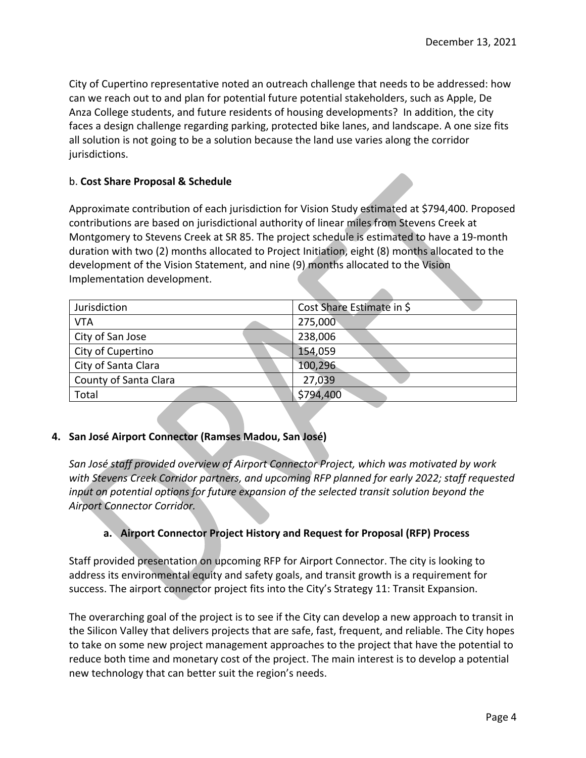City of Cupertino representative noted an outreach challenge that needs to be addressed: how can we reach out to and plan for potential future potential stakeholders, such as Apple, De Anza College students, and future residents of housing developments? In addition, the city faces a design challenge regarding parking, protected bike lanes, and landscape. A one size fits all solution is not going to be a solution because the land use varies along the corridor jurisdictions.

b. **Cost Share Proposal & Schedule**

Approximate contribution of each jurisdiction for Vision Study estimated at $794,400. Proposed contributions are based on jurisdictional authority of linear miles from Stevens Creek at Montgomery to Stevens Creek at SR 85. The project schedule is estimated to have a 19-month duration with two (2) months allocated to Project Initiation, eight (8) months allocated to the development of the Vision Statement, and nine (9) months allocated to the Vision Implementation development.

| Jurisdiction | Cost Share Estimate in $ |
|---|---|
| VTA | 275,000 |
| City of San Jose | 238,006 |
| City of Cupertino | 154,059 |
| City of Santa Clara | 100,296 |
| County of Santa Clara | 27,039 |
| Total | $794,400 |

**4. San José Airport Connector (Ramses Madou, San José)**

*San José staff provided overview of Airport Connector Project, which was motivated by work with Stevens Creek Corridor partners, and upcoming RFP planned for early 2022; staff requested input on potential options for future expansion of the selected transit solution beyond the Airport Connector Corridor.*

**a. Airport Connector Project History and Request for Proposal (RFP) Process**

Staff provided presentation on upcoming RFP for Airport Connector. The city is looking to address its environmental equity and safety goals, and transit growth is a requirement for success. The airport connector project fits into the City's Strategy 11: Transit Expansion.

The overarching goal of the project is to see if the City can develop a new approach to transit in the Silicon Valley that delivers projects that are safe, fast, frequent, and reliable. The City hopes to take on some new project management approaches to the project that have the potential to reduce both time and monetary cost of the project. The main interest is to develop a potential new technology that can better suit the region's needs.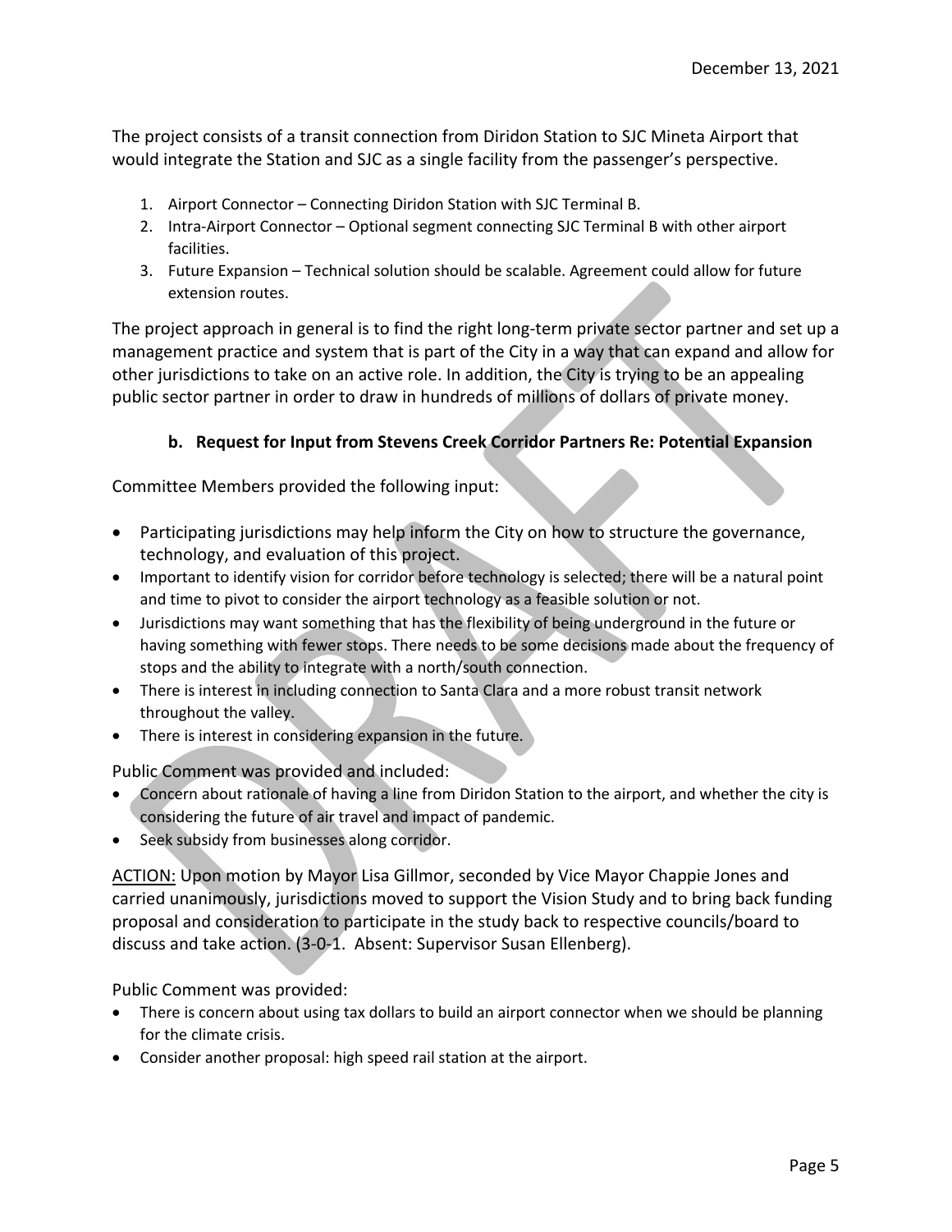The project consists of a transit connection from Diridon Station to SJC Mineta Airport that would integrate the Station and SJC as a single facility from the passenger's perspective.

1. Airport Connector – Connecting Diridon Station with SJC Terminal B.
2. Intra-Airport Connector – Optional segment connecting SJC Terminal B with other airport facilities.
3. Future Expansion – Technical solution should be scalable. Agreement could allow for future extension routes.

The project approach in general is to find the right long-term private sector partner and set up a management practice and system that is part of the City in a way that can expand and allow for other jurisdictions to take on an active role. In addition, the City is trying to be an appealing public sector partner in order to draw in hundreds of millions of dollars of private money.

### b. Request for Input from Stevens Creek Corridor Partners Re: Potential Expansion

Committee Members provided the following input:

- Participating jurisdictions may help inform the City on how to structure the governance, technology, and evaluation of this project.
- Important to identify vision for corridor before technology is selected; there will be a natural point and time to pivot to consider the airport technology as a feasible solution or not.
- Jurisdictions may want something that has the flexibility of being underground in the future or having something with fewer stops. There needs to be some decisions made about the frequency of stops and the ability to integrate with a north/south connection.
- There is interest in including connection to Santa Clara and a more robust transit network throughout the valley.
- There is interest in considering expansion in the future.

Public Comment was provided and included:

- Concern about rationale of having a line from Diridon Station to the airport, and whether the city is considering the future of air travel and impact of pandemic.
- Seek subsidy from businesses along corridor.

ACTION: Upon motion by Mayor Lisa Gillmor, seconded by Vice Mayor Chappie Jones and carried unanimously, jurisdictions moved to support the Vision Study and to bring back funding proposal and consideration to participate in the study back to respective councils/board to discuss and take action. (3-0-1. Absent: Supervisor Susan Ellenberg).

Public Comment was provided:

- There is concern about using tax dollars to build an airport connector when we should be planning for the climate crisis.
- Consider another proposal: high speed rail station at the airport.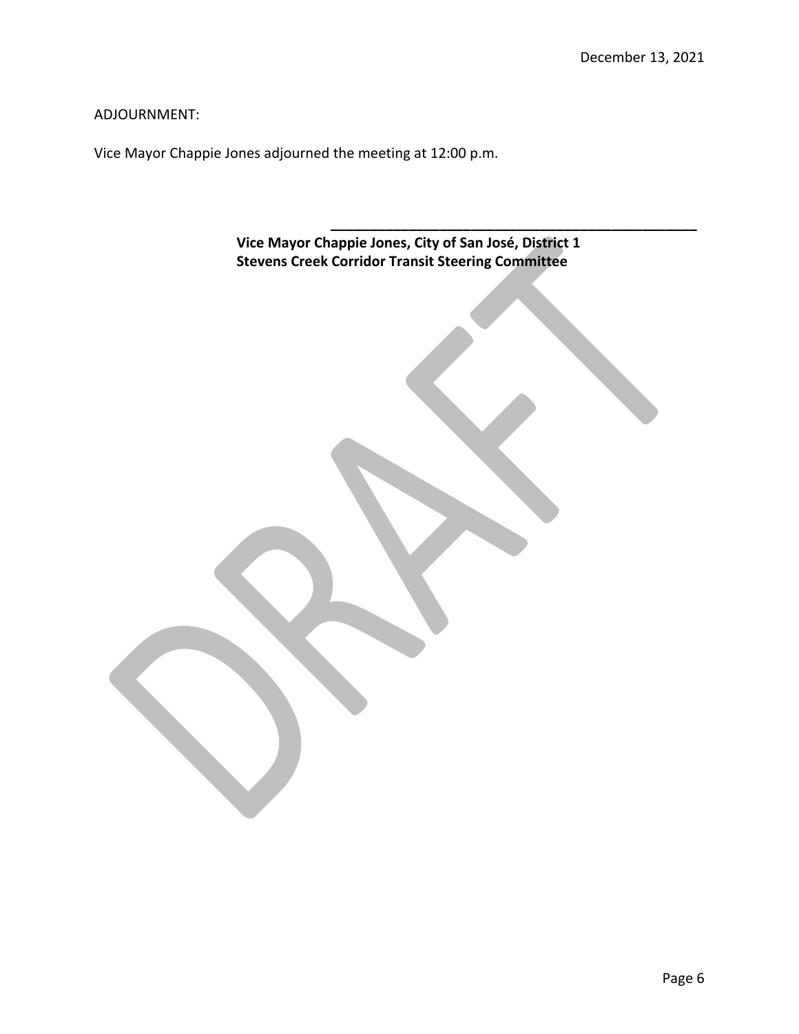ADJOURNMENT:

Vice Mayor Chappie Jones adjourned the meeting at 12:00 p.m.

\_\_\_\_\_\_\_\_\_\_\_\_\_\_\_\_\_\_\_\_\_\_\_\_\_\_\_\_\_\_\_\_\_\_\_\_\_\_\_\_\_\_\_\_\_\_\_\_

**Vice Mayor Chappie Jones, City of San José, District 1**
**Stevens Creek Corridor Transit Steering Committee**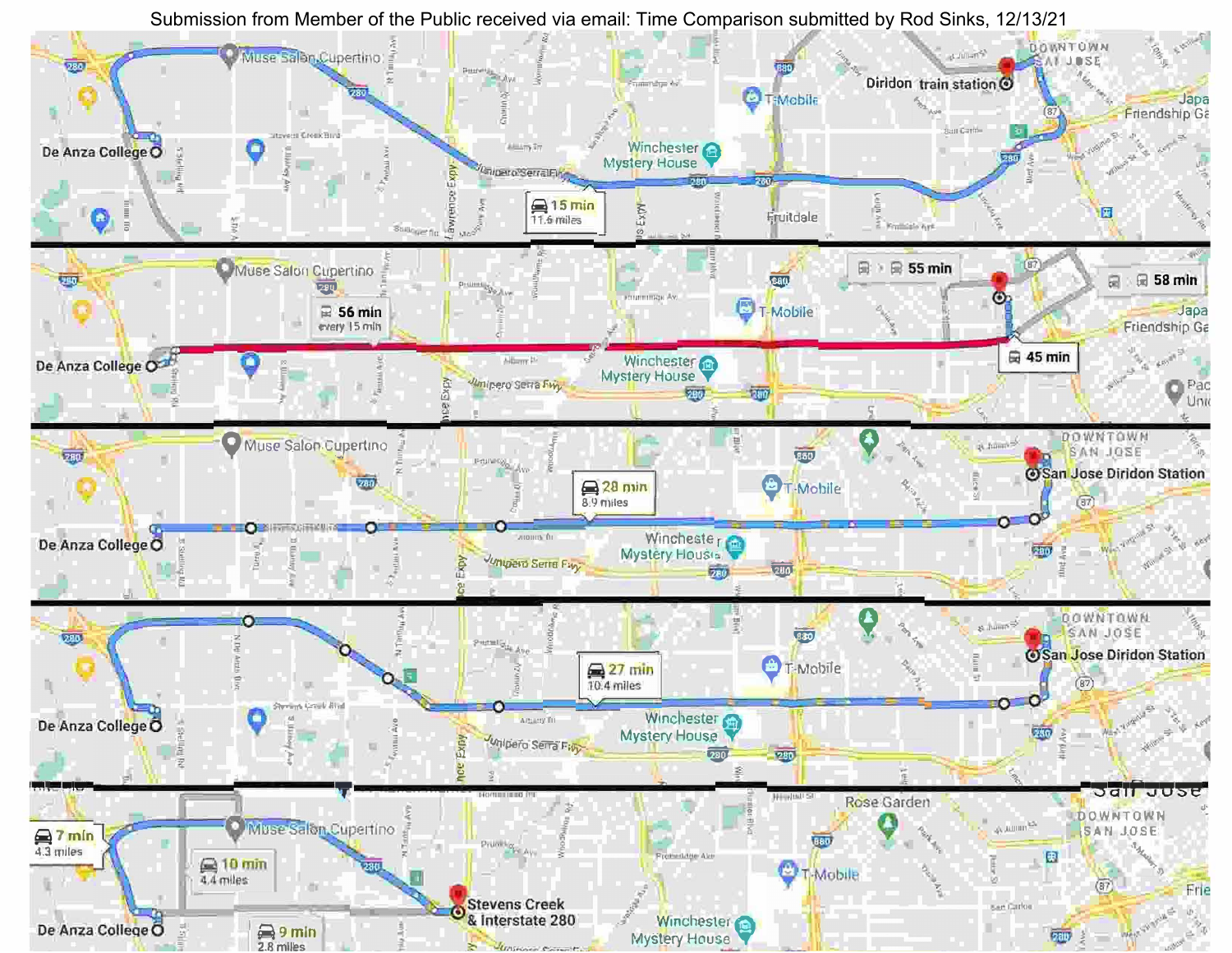Submission from Member of the Public received via email: Time Comparison submitted by Rod Sinks, 12/13/21

De Anza College

Diridon train station

15 min
11.6 miles

De Anza College

56 min
every 15 min

55 min

58 min

45 min

De Anza College

San Jose Diridon Station

28 min
8.9 miles

De Anza College

San Jose Diridon Station

27 min
10.4 miles

De Anza College

Stevens Creek & Interstate 280

7 min
4.3 miles

10 min
4.4 miles

9 min
2.8 miles